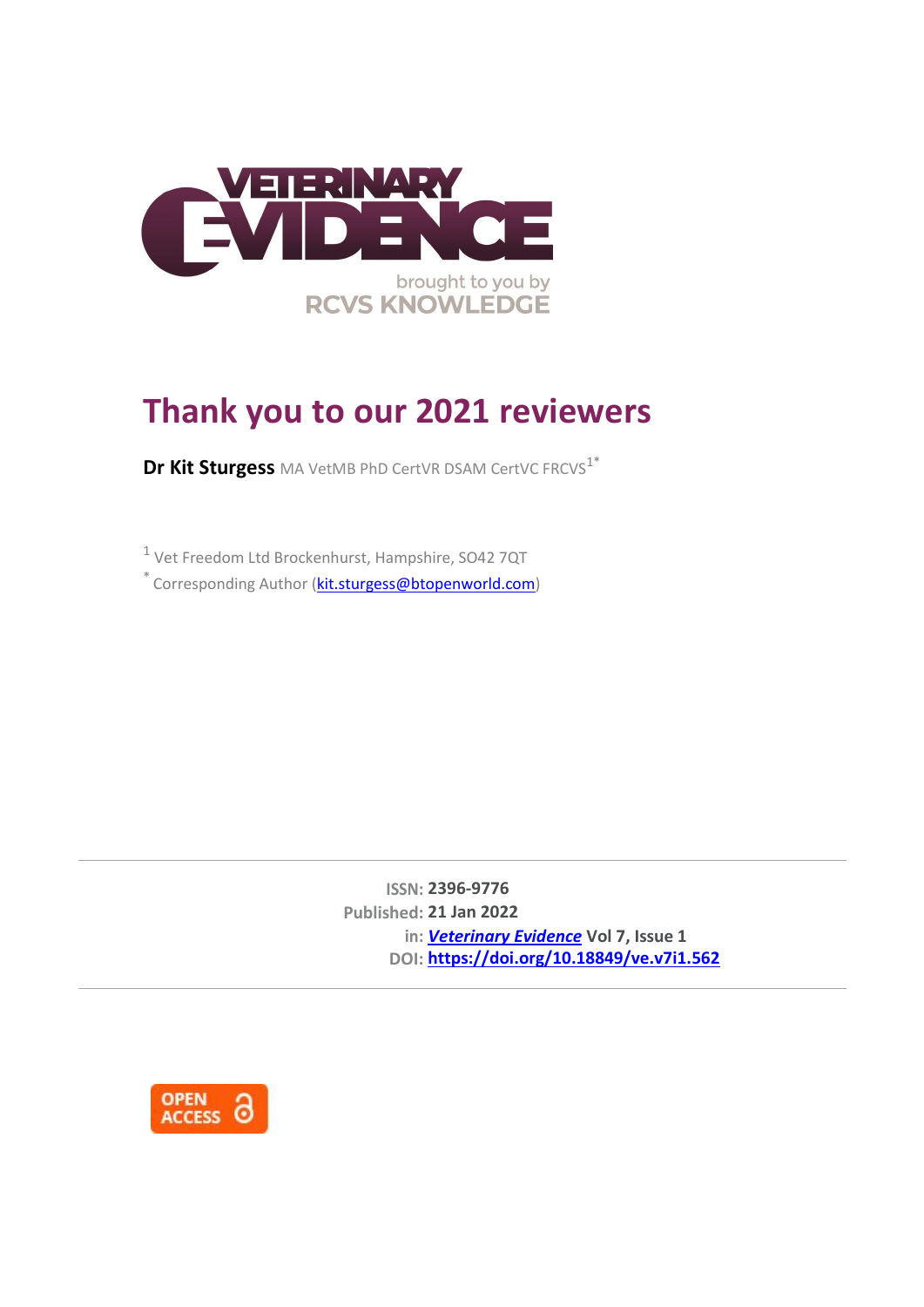# Thank you to our 2021 reviewers

**Dr Kit Sturgess** MA VetMB PhD CertVR DSAM CertVC FRCVS[1*]

[1] Vet Freedom Ltd Brockenhurst, Hampshire, SO42 7QT

[*] Corresponding Author (kit.sturgess@btopenworld.com)

---

**ISSN:** **2396-9776**
**Published:** **21 Jan 2022**
**in:** ***Veterinary Evidence*** **Vol 7, Issue 1**
**DOI:** **https://doi.org/10.18849/ve.v7i1.562**

---

OPEN ACCESS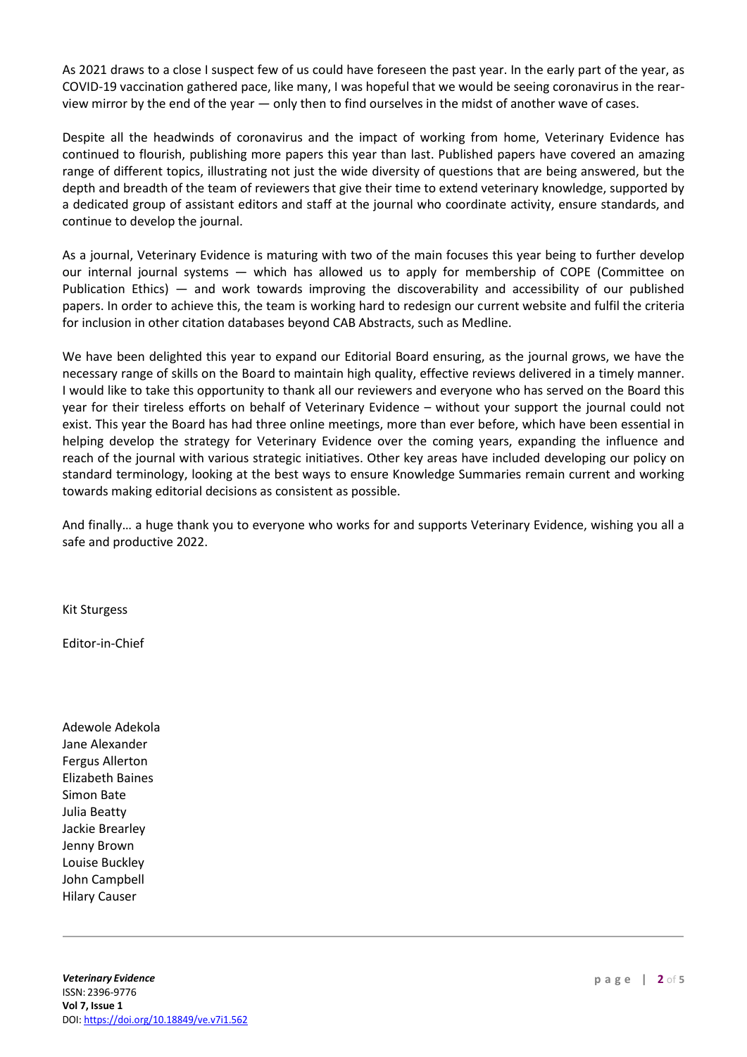As 2021 draws to a close I suspect few of us could have foreseen the past year. In the early part of the year, as COVID-19 vaccination gathered pace, like many, I was hopeful that we would be seeing coronavirus in the rear-view mirror by the end of the year — only then to find ourselves in the midst of another wave of cases.

Despite all the headwinds of coronavirus and the impact of working from home, Veterinary Evidence has continued to flourish, publishing more papers this year than last. Published papers have covered an amazing range of different topics, illustrating not just the wide diversity of questions that are being answered, but the depth and breadth of the team of reviewers that give their time to extend veterinary knowledge, supported by a dedicated group of assistant editors and staff at the journal who coordinate activity, ensure standards, and continue to develop the journal.

As a journal, Veterinary Evidence is maturing with two of the main focuses this year being to further develop our internal journal systems — which has allowed us to apply for membership of COPE (Committee on Publication Ethics) — and work towards improving the discoverability and accessibility of our published papers. In order to achieve this, the team is working hard to redesign our current website and fulfil the criteria for inclusion in other citation databases beyond CAB Abstracts, such as Medline.

We have been delighted this year to expand our Editorial Board ensuring, as the journal grows, we have the necessary range of skills on the Board to maintain high quality, effective reviews delivered in a timely manner. I would like to take this opportunity to thank all our reviewers and everyone who has served on the Board this year for their tireless efforts on behalf of Veterinary Evidence – without your support the journal could not exist. This year the Board has had three online meetings, more than ever before, which have been essential in helping develop the strategy for Veterinary Evidence over the coming years, expanding the influence and reach of the journal with various strategic initiatives. Other key areas have included developing our policy on standard terminology, looking at the best ways to ensure Knowledge Summaries remain current and working towards making editorial decisions as consistent as possible.

And finally… a huge thank you to everyone who works for and supports Veterinary Evidence, wishing you all a safe and productive 2022.

Kit Sturgess

Editor-in-Chief

Adewole Adekola
Jane Alexander
Fergus Allerton
Elizabeth Baines
Simon Bate
Julia Beatty
Jackie Brearley
Jenny Brown
Louise Buckley
John Campbell
Hilary Causer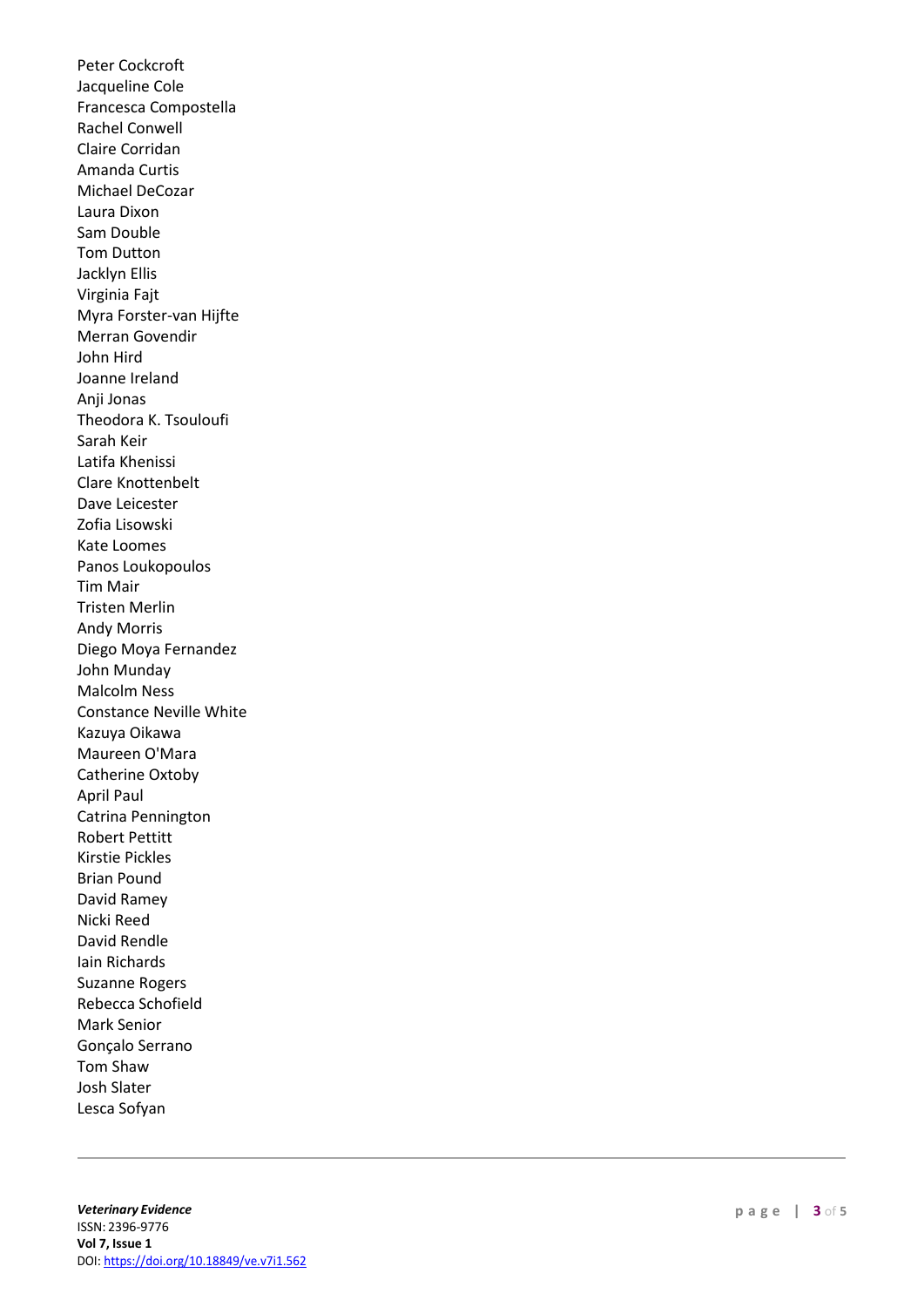Peter Cockcroft
Jacqueline Cole
Francesca Compostella
Rachel Conwell
Claire Corridan
Amanda Curtis
Michael DeCozar
Laura Dixon
Sam Double
Tom Dutton
Jacklyn Ellis
Virginia Fajt
Myra Forster-van Hijfte
Merran Govendir
John Hird
Joanne Ireland
Anji Jonas
Theodora K. Tsouloufi
Sarah Keir
Latifa Khenissi
Clare Knottenbelt
Dave Leicester
Zofia Lisowski
Kate Loomes
Panos Loukopoulos
Tim Mair
Tristen Merlin
Andy Morris
Diego Moya Fernandez
John Munday
Malcolm Ness
Constance Neville White
Kazuya Oikawa
Maureen O'Mara
Catherine Oxtoby
April Paul
Catrina Pennington
Robert Pettitt
Kirstie Pickles
Brian Pound
David Ramey
Nicki Reed
David Rendle
Iain Richards
Suzanne Rogers
Rebecca Schofield
Mark Senior
Gonçalo Serrano
Tom Shaw
Josh Slater
Lesca Sofyan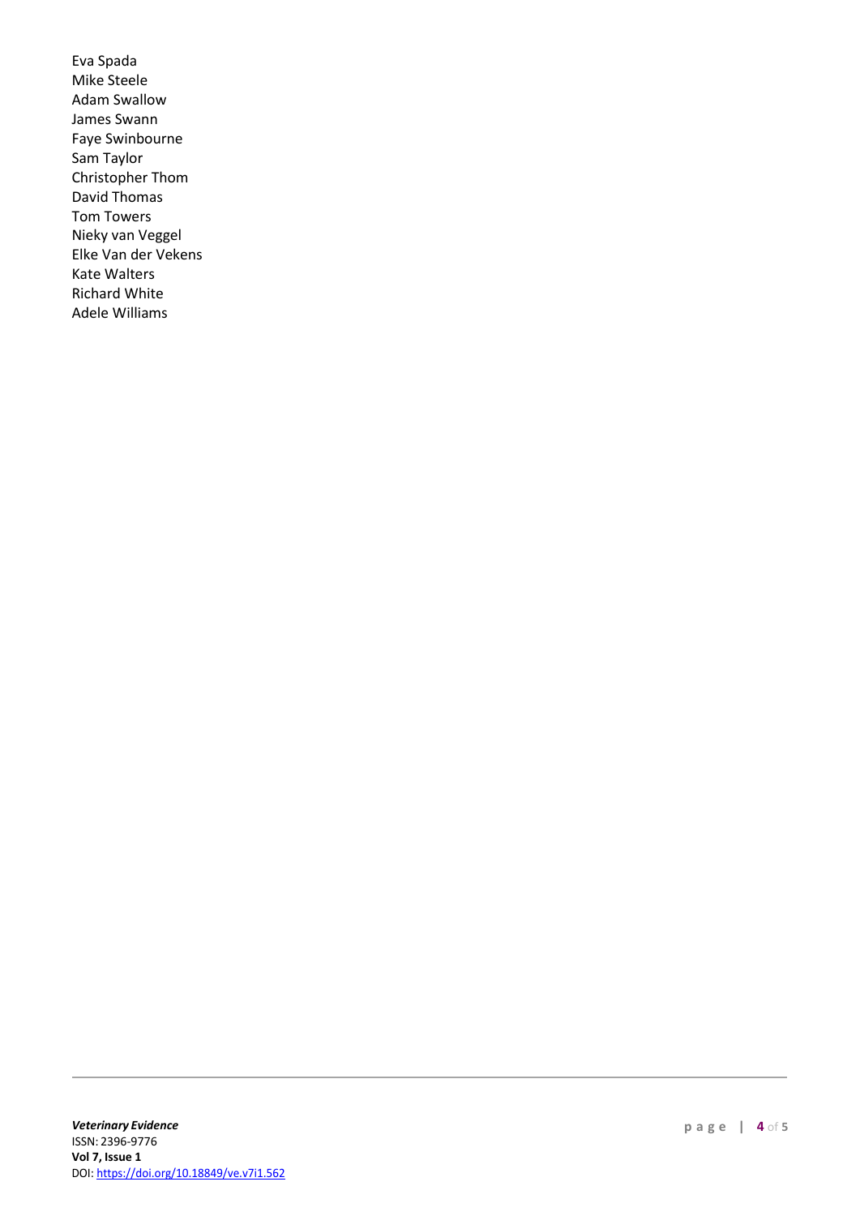Eva Spada
Mike Steele
Adam Swallow
James Swann
Faye Swinbourne
Sam Taylor
Christopher Thom
David Thomas
Tom Towers
Nieky van Veggel
Elke Van der Vekens
Kate Walters
Richard White
Adele Williams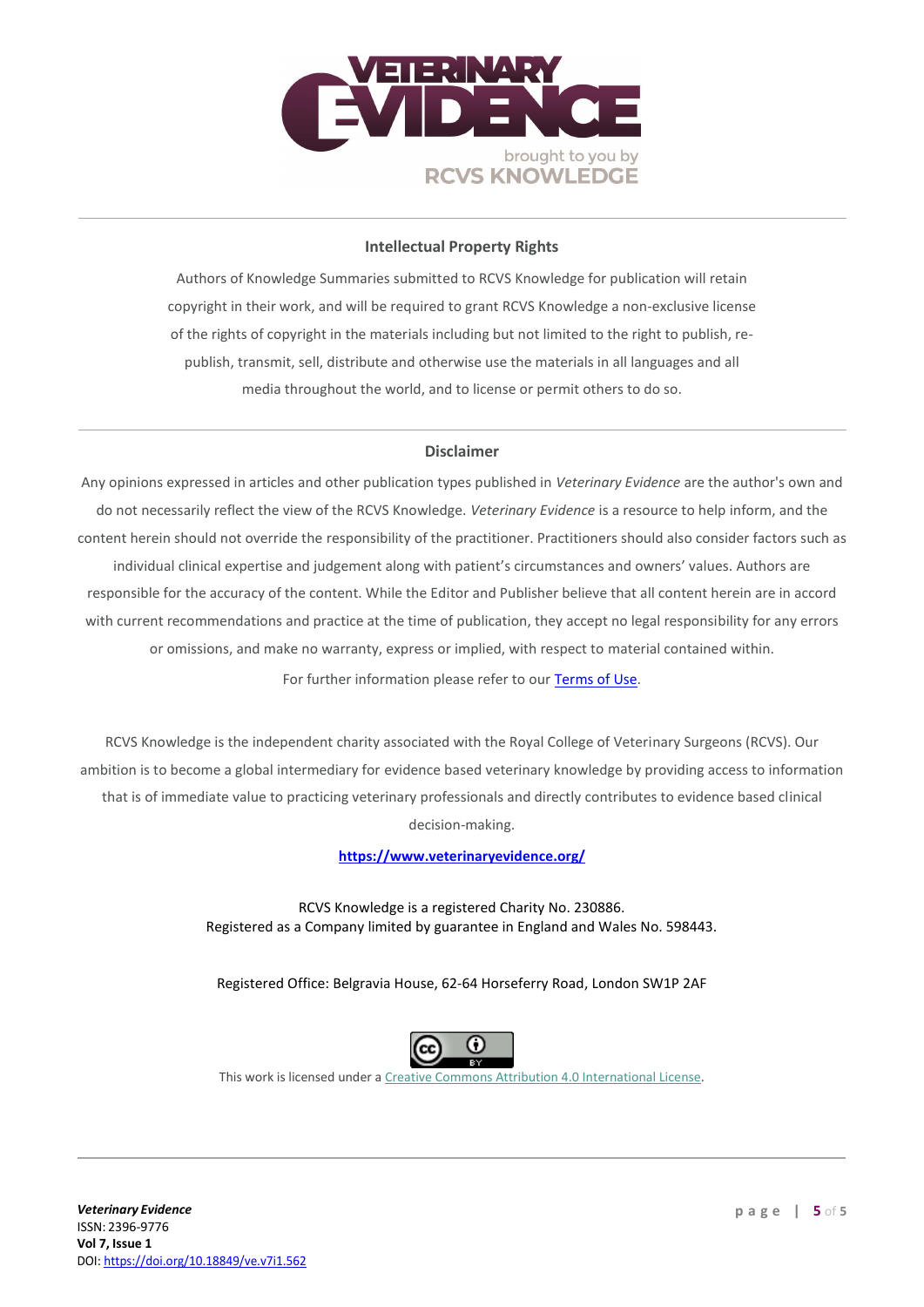## Intellectual Property Rights

Authors of Knowledge Summaries submitted to RCVS Knowledge for publication will retain copyright in their work, and will be required to grant RCVS Knowledge a non-exclusive license of the rights of copyright in the materials including but not limited to the right to publish, re-publish, transmit, sell, distribute and otherwise use the materials in all languages and all media throughout the world, and to license or permit others to do so.

## Disclaimer

Any opinions expressed in articles and other publication types published in *Veterinary Evidence* are the author's own and do not necessarily reflect the view of the RCVS Knowledge. *Veterinary Evidence* is a resource to help inform, and the content herein should not override the responsibility of the practitioner. Practitioners should also consider factors such as individual clinical expertise and judgement along with patient's circumstances and owners' values. Authors are responsible for the accuracy of the content. While the Editor and Publisher believe that all content herein are in accord with current recommendations and practice at the time of publication, they accept no legal responsibility for any errors or omissions, and make no warranty, express or implied, with respect to material contained within.

For further information please refer to our Terms of Use.

RCVS Knowledge is the independent charity associated with the Royal College of Veterinary Surgeons (RCVS). Our ambition is to become a global intermediary for evidence based veterinary knowledge by providing access to information that is of immediate value to practicing veterinary professionals and directly contributes to evidence based clinical decision-making.

**https://www.veterinaryevidence.org/**

RCVS Knowledge is a registered Charity No. 230886.
Registered as a Company limited by guarantee in England and Wales No. 598443.

Registered Office: Belgravia House, 62-64 Horseferry Road, London SW1P 2AF

This work is licensed under a Creative Commons Attribution 4.0 International License.